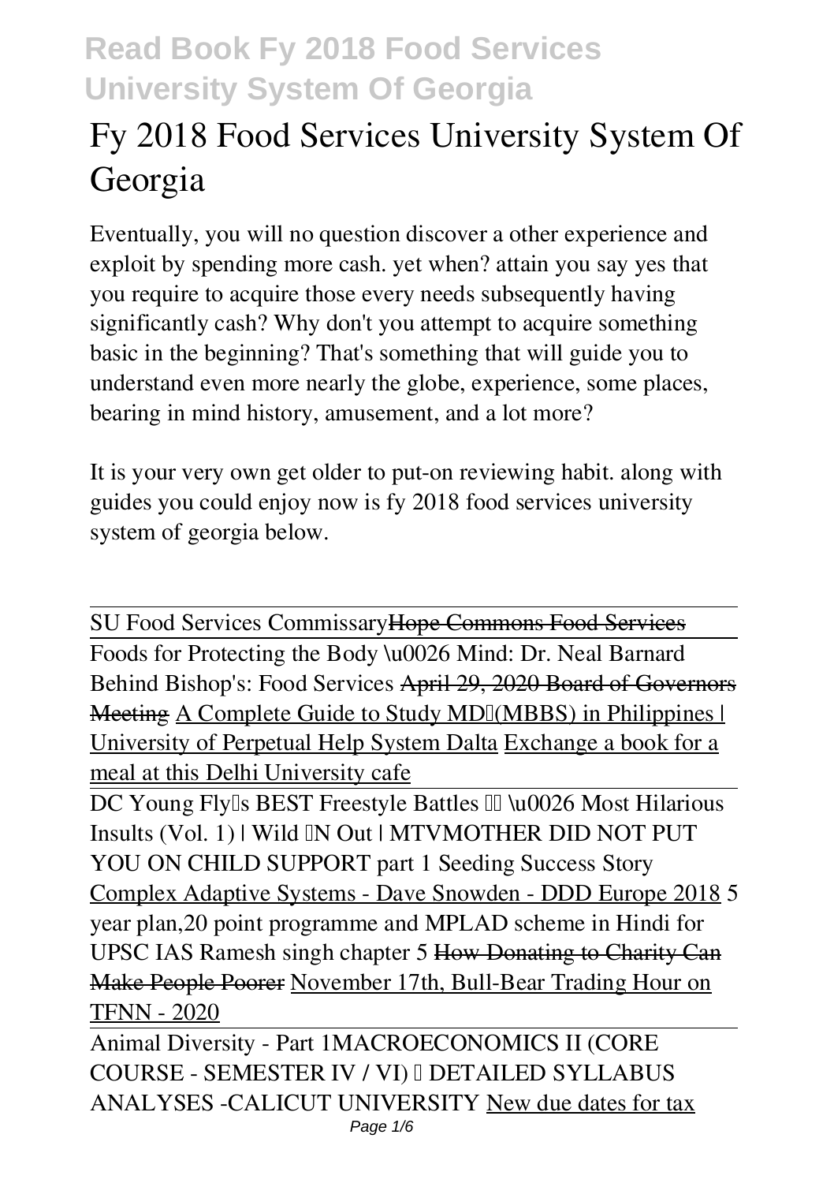# Fy 2018 Food Services University System Of Georgia

Eventually, you will no question discover a other experience and exploit by spending more cash. yet when? attain you say yes that you require to acquire those every needs subsequently having significantly cash? Why don't you attempt to acquire something basic in the beginning? That's something that will guide you to understand even more nearly the globe, experience, some places, bearing in mind history, amusement, and a lot more?

It is your very own get older to put-on reviewing habit. along with guides you could enjoy now is fy 2018 food services university system of georgia below.

SU Food Services Commissary ~~Hope Commons Food Services~~

Foods for Protecting the Body \u0026 Mind: Dr. Neal Barnard

Behind Bishop's: Food Services ~~April 29, 2020 Board of Governors Meeting~~ A Complete Guide to Study MD (MBBS) in Philippines | University of Perpetual Help System Dalta Exchange a book for a meal at this Delhi University cafe

DC Young Fly's BEST Freestyle Battles \u0026 Most Hilarious Insults (Vol. 1) | Wild 'N Out | MTV MOTHER DID NOT PUT YOU ON CHILD SUPPORT part 1 Seeding Success Story Complex Adaptive Systems - Dave Snowden - DDD Europe 2018 5 year plan,20 point programme and MPLAD scheme in Hindi for UPSC IAS Ramesh singh chapter 5 ~~How Donating to Charity Can Make People Poorer~~ November 17th, Bull-Bear Trading Hour on TFNN - 2020

Animal Diversity - Part 1 MACROECONOMICS II (CORE COURSE - SEMESTER IV / VI) – DETAILED SYLLABUS ANALYSES -CALICUT UNIVERSITY New due dates for tax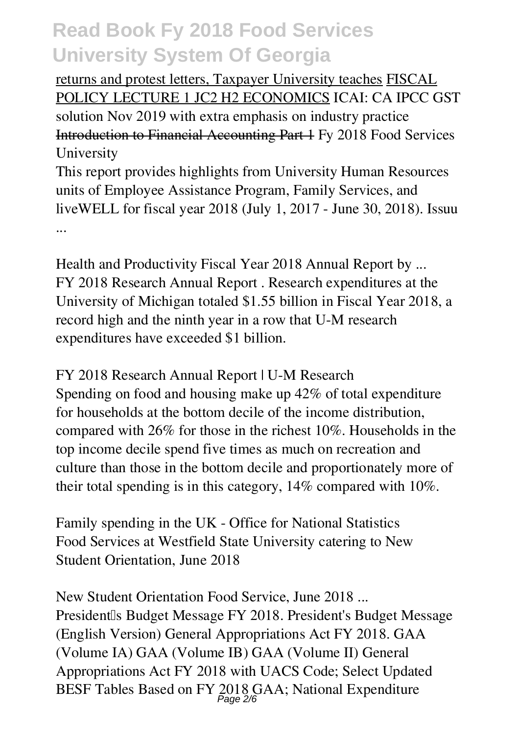returns and protest letters, Taxpayer University teaches FISCAL POLICY LECTURE 1 JC2 H2 ECONOMICS ICAI: CA IPCC GST solution Nov 2019 with extra emphasis on industry practice ~~Introduction to Financial Accounting Part 1~~ Fy 2018 Food Services University

This report provides highlights from University Human Resources units of Employee Assistance Program, Family Services, and liveWELL for fiscal year 2018 (July 1, 2017 - June 30, 2018). Issuu ...

Health and Productivity Fiscal Year 2018 Annual Report by ...
FY 2018 Research Annual Report . Research expenditures at the University of Michigan totaled $1.55 billion in Fiscal Year 2018, a record high and the ninth year in a row that U-M research expenditures have exceeded $1 billion.

FY 2018 Research Annual Report | U-M Research
Spending on food and housing make up 42% of total expenditure for households at the bottom decile of the income distribution, compared with 26% for those in the richest 10%. Households in the top income decile spend five times as much on recreation and culture than those in the bottom decile and proportionately more of their total spending is in this category, 14% compared with 10%.

Family spending in the UK - Office for National Statistics
Food Services at Westfield State University catering to New Student Orientation, June 2018

New Student Orientation Food Service, June 2018 ...
President's Budget Message FY 2018. President's Budget Message (English Version) General Appropriations Act FY 2018. GAA (Volume IA) GAA (Volume IB) GAA (Volume II) General Appropriations Act FY 2018 with UACS Code; Select Updated BESF Tables Based on FY 2018 GAA; National Expenditure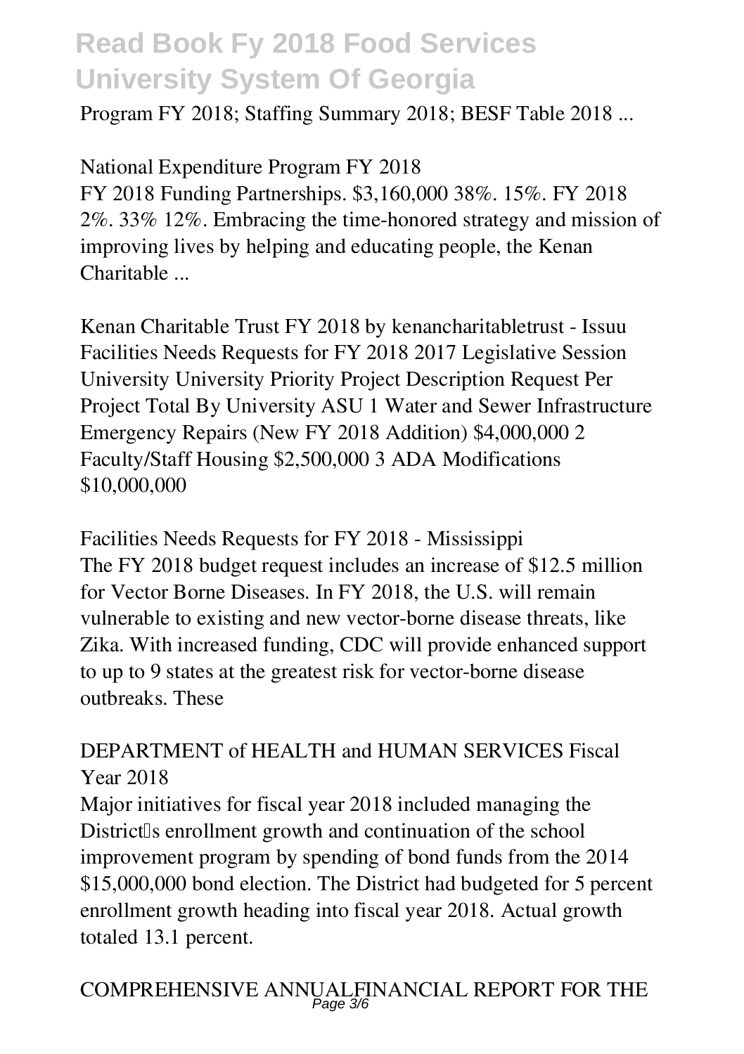Program FY 2018; Staffing Summary 2018; BESF Table 2018 ...

## National Expenditure Program FY 2018

FY 2018 Funding Partnerships. $3,160,000 38%. 15%. FY 2018 2%. 33% 12%. Embracing the time-honored strategy and mission of improving lives by helping and educating people, the Kenan Charitable ...

## Kenan Charitable Trust FY 2018 by kenancharitabletrust - Issuu

Facilities Needs Requests for FY 2018 2017 Legislative Session University University Priority Project Description Request Per Project Total By University ASU 1 Water and Sewer Infrastructure Emergency Repairs (New FY 2018 Addition) $4,000,000 2 Faculty/Staff Housing $2,500,000 3 ADA Modifications $10,000,000

## Facilities Needs Requests for FY 2018 - Mississippi

The FY 2018 budget request includes an increase of $12.5 million for Vector Borne Diseases. In FY 2018, the U.S. will remain vulnerable to existing and new vector-borne disease threats, like Zika. With increased funding, CDC will provide enhanced support to up to 9 states at the greatest risk for vector-borne disease outbreaks. These

## DEPARTMENT of HEALTH and HUMAN SERVICES Fiscal Year 2018

Major initiatives for fiscal year 2018 included managing the District's enrollment growth and continuation of the school improvement program by spending of bond funds from the 2014 $15,000,000 bond election. The District had budgeted for 5 percent enrollment growth heading into fiscal year 2018. Actual growth totaled 13.1 percent.

## COMPREHENSIVE ANNUALFINANCIAL REPORT FOR THE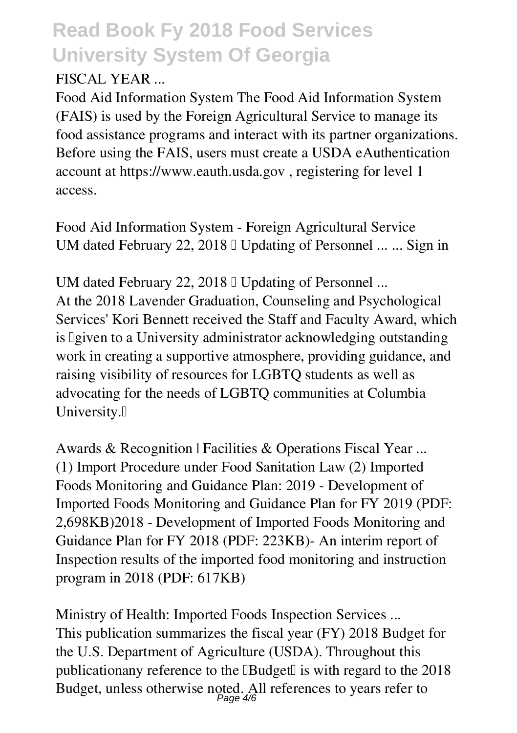**FISCAL YEAR ...**

Food Aid Information System The Food Aid Information System (FAIS) is used by the Foreign Agricultural Service to manage its food assistance programs and interact with its partner organizations. Before using the FAIS, users must create a USDA eAuthentication account at https://www.eauth.usda.gov , registering for level 1 access.

**Food Aid Information System - Foreign Agricultural Service**
UM dated February 22, 2018 – Updating of Personnel ... ... Sign in

**UM dated February 22, 2018 – Updating of Personnel ...**
At the 2018 Lavender Graduation, Counseling and Psychological Services' Kori Bennett received the Staff and Faculty Award, which is "given to a University administrator acknowledging outstanding work in creating a supportive atmosphere, providing guidance, and raising visibility of resources for LGBTQ students as well as advocating for the needs of LGBTQ communities at Columbia University."

**Awards & Recognition | Facilities & Operations Fiscal Year ...**
(1) Import Procedure under Food Sanitation Law (2) Imported Foods Monitoring and Guidance Plan: 2019 - Development of Imported Foods Monitoring and Guidance Plan for FY 2019 (PDF: 2,698KB)2018 - Development of Imported Foods Monitoring and Guidance Plan for FY 2018 (PDF: 223KB)- An interim report of Inspection results of the imported food monitoring and instruction program in 2018 (PDF: 617KB)

**Ministry of Health: Imported Foods Inspection Services ...**
This publication summarizes the fiscal year (FY) 2018 Budget for the U.S. Department of Agriculture (USDA). Throughout this publicationany reference to the "Budget" is with regard to the 2018 Budget, unless otherwise noted. All references to years refer to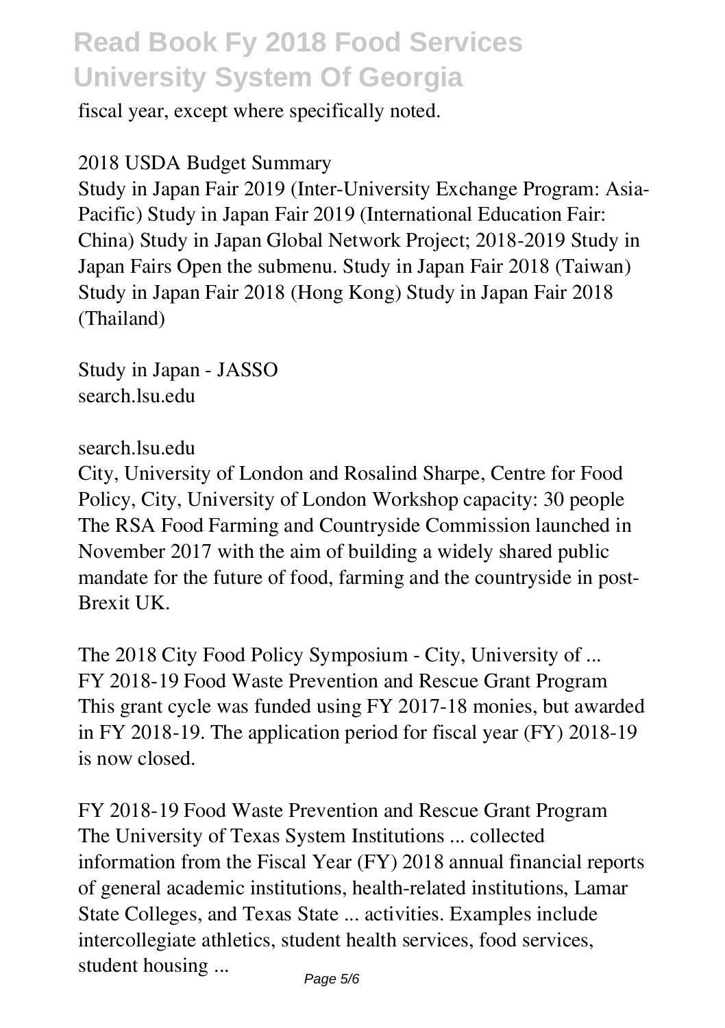fiscal year, except where specifically noted.

2018 USDA Budget Summary

Study in Japan Fair 2019 (Inter-University Exchange Program: Asia-Pacific) Study in Japan Fair 2019 (International Education Fair: China) Study in Japan Global Network Project; 2018-2019 Study in Japan Fairs Open the submenu. Study in Japan Fair 2018 (Taiwan) Study in Japan Fair 2018 (Hong Kong) Study in Japan Fair 2018 (Thailand)

Study in Japan - JASSO
search.lsu.edu

search.lsu.edu

City, University of London and Rosalind Sharpe, Centre for Food Policy, City, University of London Workshop capacity: 30 people The RSA Food Farming and Countryside Commission launched in November 2017 with the aim of building a widely shared public mandate for the future of food, farming and the countryside in post-Brexit UK.

The 2018 City Food Policy Symposium - City, University of ...

FY 2018-19 Food Waste Prevention and Rescue Grant Program This grant cycle was funded using FY 2017-18 monies, but awarded in FY 2018-19. The application period for fiscal year (FY) 2018-19 is now closed.

FY 2018-19 Food Waste Prevention and Rescue Grant Program

The University of Texas System Institutions ... collected information from the Fiscal Year (FY) 2018 annual financial reports of general academic institutions, health-related institutions, Lamar State Colleges, and Texas State ... activities. Examples include intercollegiate athletics, student health services, food services, student housing ...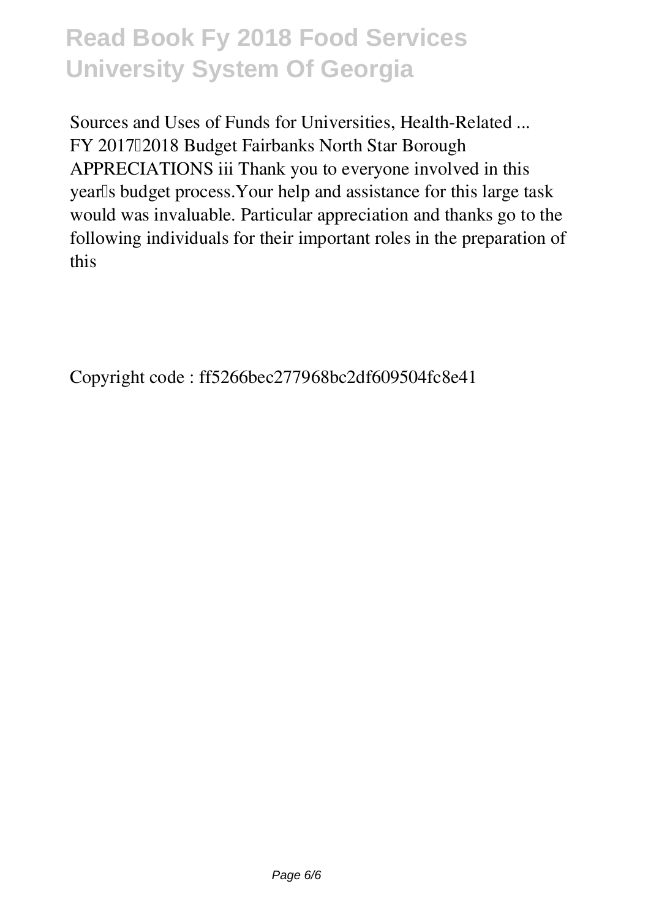**Sources and Uses of Funds for Universities, Health-Related ...**
FY 2017–2018 Budget Fairbanks North Star Borough APPRECIATIONS iii Thank you to everyone involved in this year's budget process.Your help and assistance for this large task would was invaluable. Particular appreciation and thanks go to the following individuals for their important roles in the preparation of this

Copyright code : ff5266bec277968bc2df609504fc8e41